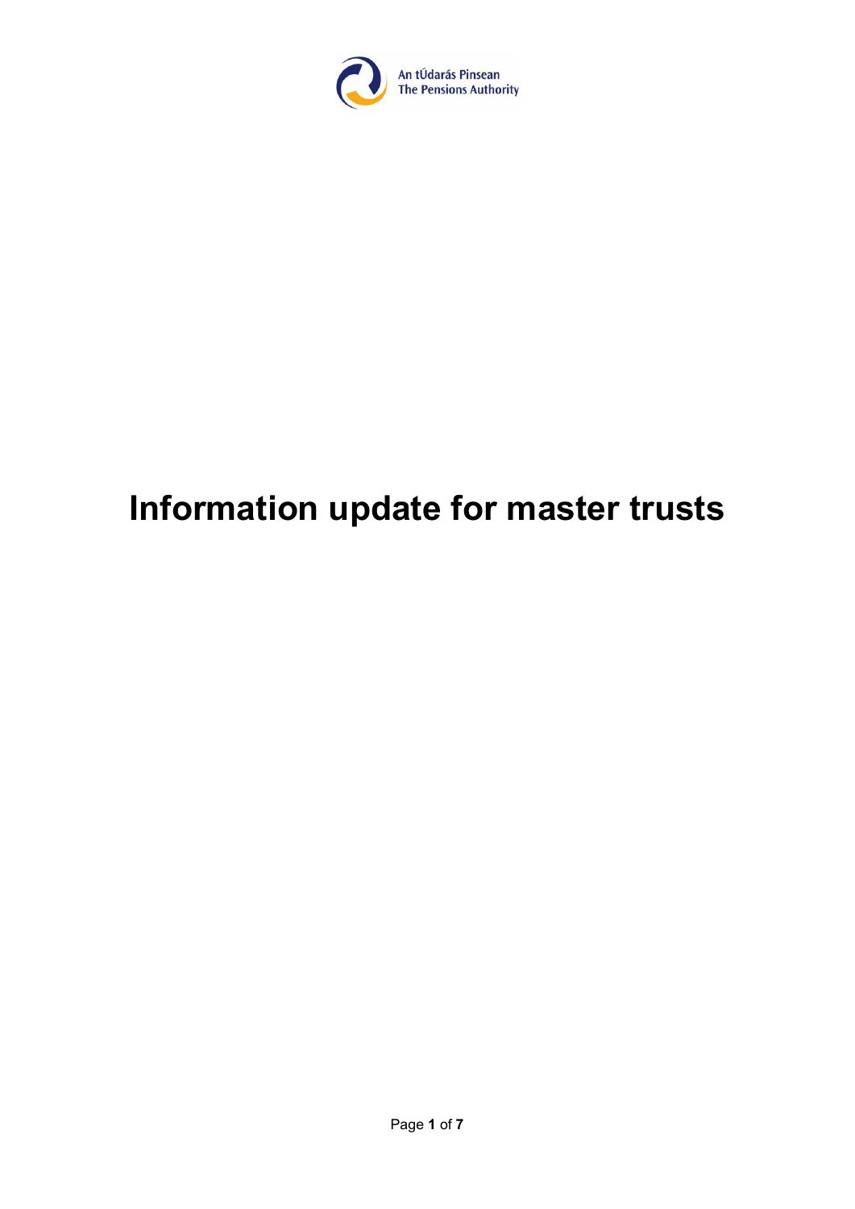An tÚdarás Pinsean
The Pensions Authority

# Information update for master trusts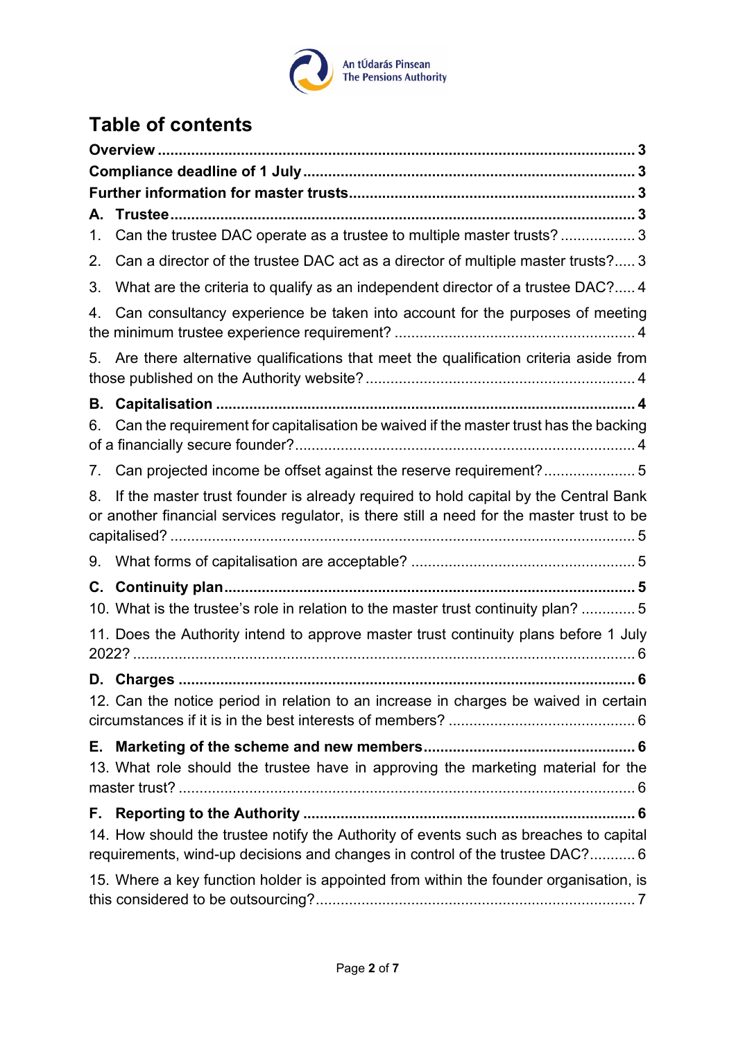# Table of contents

**Overview** ..................................................................................................... **3**

**Compliance deadline of 1 July** ................................................................. **3**

**Further information for master trusts** ...................................................... **3**

**A. Trustee** ................................................................................................... **3**

1. Can the trustee DAC operate as a trustee to multiple master trusts? .................. 3

2. Can a director of the trustee DAC act as a director of multiple master trusts? ..... 3

3. What are the criteria to qualify as an independent director of a trustee DAC? ..... 4

4. Can consultancy experience be taken into account for the purposes of meeting the minimum trustee experience requirement? ........................................................ 4

5. Are there alternative qualifications that meet the qualification criteria aside from those published on the Authority website? ............................................................... 4

**B. Capitalisation** ........................................................................................ **4**

6. Can the requirement for capitalisation be waived if the master trust has the backing of a financially secure founder? ............................................................................ 4

7. Can projected income be offset against the reserve requirement? ...................... 5

8. If the master trust founder is already required to hold capital by the Central Bank or another financial services regulator, is there still a need for the master trust to be capitalised? ............................................................................................................ 5

9. What forms of capitalisation are acceptable? ..................................................... 5

**C. Continuity plan** ...................................................................................... **5**

10. What is the trustee's role in relation to the master trust continuity plan? ............. 5

11. Does the Authority intend to approve master trust continuity plans before 1 July 2022? ..................................................................................................................... 6

**D. Charges** ................................................................................................. **6**

12. Can the notice period in relation to an increase in charges be waived in certain circumstances if it is in the best interests of members? ............................................ 6

**E. Marketing of the scheme and new members** ............................................... **6**

13. What role should the trustee have in approving the marketing material for the master trust? .......................................................................................................... 6

**F. Reporting to the Authority** ..................................................................... **6**

14. How should the trustee notify the Authority of events such as breaches to capital requirements, wind-up decisions and changes in control of the trustee DAC? ........... 6

15. Where a key function holder is appointed from within the founder organisation, is this considered to be outsourcing? ........................................................................ 7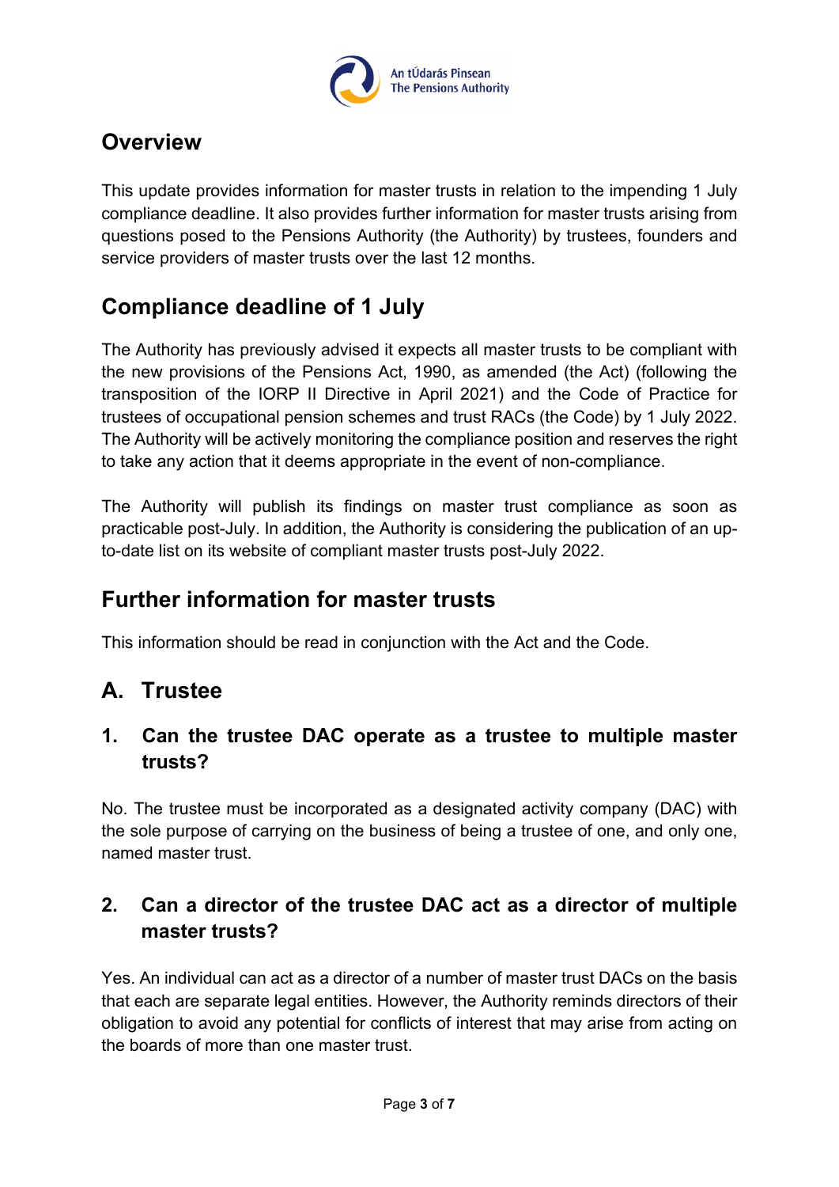## Overview

This update provides information for master trusts in relation to the impending 1 July compliance deadline. It also provides further information for master trusts arising from questions posed to the Pensions Authority (the Authority) by trustees, founders and service providers of master trusts over the last 12 months.

## Compliance deadline of 1 July

The Authority has previously advised it expects all master trusts to be compliant with the new provisions of the Pensions Act, 1990, as amended (the Act) (following the transposition of the IORP II Directive in April 2021) and the Code of Practice for trustees of occupational pension schemes and trust RACs (the Code) by 1 July 2022. The Authority will be actively monitoring the compliance position and reserves the right to take any action that it deems appropriate in the event of non-compliance.

The Authority will publish its findings on master trust compliance as soon as practicable post-July. In addition, the Authority is considering the publication of an up-to-date list on its website of compliant master trusts post-July 2022.

## Further information for master trusts

This information should be read in conjunction with the Act and the Code.

## A. Trustee

### 1. Can the trustee DAC operate as a trustee to multiple master trusts?

No. The trustee must be incorporated as a designated activity company (DAC) with the sole purpose of carrying on the business of being a trustee of one, and only one, named master trust.

### 2. Can a director of the trustee DAC act as a director of multiple master trusts?

Yes. An individual can act as a director of a number of master trust DACs on the basis that each are separate legal entities. However, the Authority reminds directors of their obligation to avoid any potential for conflicts of interest that may arise from acting on the boards of more than one master trust.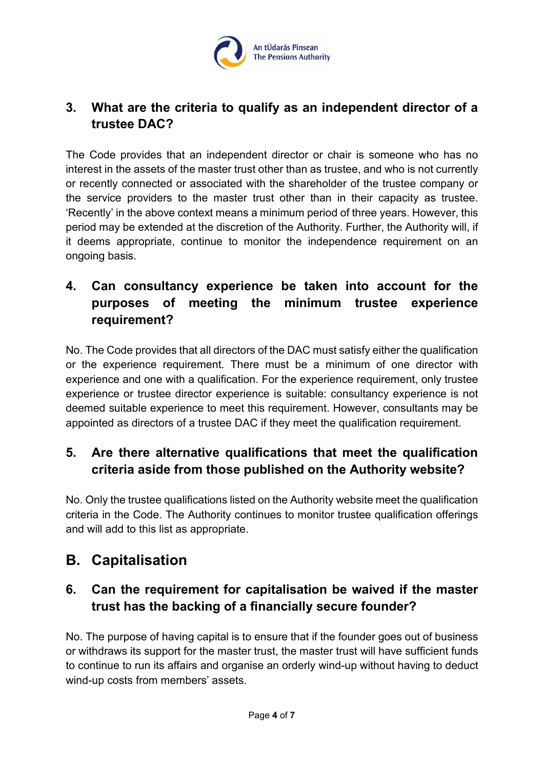### 3. What are the criteria to qualify as an independent director of a trustee DAC?

The Code provides that an independent director or chair is someone who has no interest in the assets of the master trust other than as trustee, and who is not currently or recently connected or associated with the shareholder of the trustee company or the service providers to the master trust other than in their capacity as trustee. 'Recently' in the above context means a minimum period of three years. However, this period may be extended at the discretion of the Authority. Further, the Authority will, if it deems appropriate, continue to monitor the independence requirement on an ongoing basis.

### 4. Can consultancy experience be taken into account for the purposes of meeting the minimum trustee experience requirement?

No. The Code provides that all directors of the DAC must satisfy either the qualification or the experience requirement. There must be a minimum of one director with experience and one with a qualification. For the experience requirement, only trustee experience or trustee director experience is suitable: consultancy experience is not deemed suitable experience to meet this requirement. However, consultants may be appointed as directors of a trustee DAC if they meet the qualification requirement.

### 5. Are there alternative qualifications that meet the qualification criteria aside from those published on the Authority website?

No. Only the trustee qualifications listed on the Authority website meet the qualification criteria in the Code. The Authority continues to monitor trustee qualification offerings and will add to this list as appropriate.

## B. Capitalisation

### 6. Can the requirement for capitalisation be waived if the master trust has the backing of a financially secure founder?

No. The purpose of having capital is to ensure that if the founder goes out of business or withdraws its support for the master trust, the master trust will have sufficient funds to continue to run its affairs and organise an orderly wind-up without having to deduct wind-up costs from members' assets.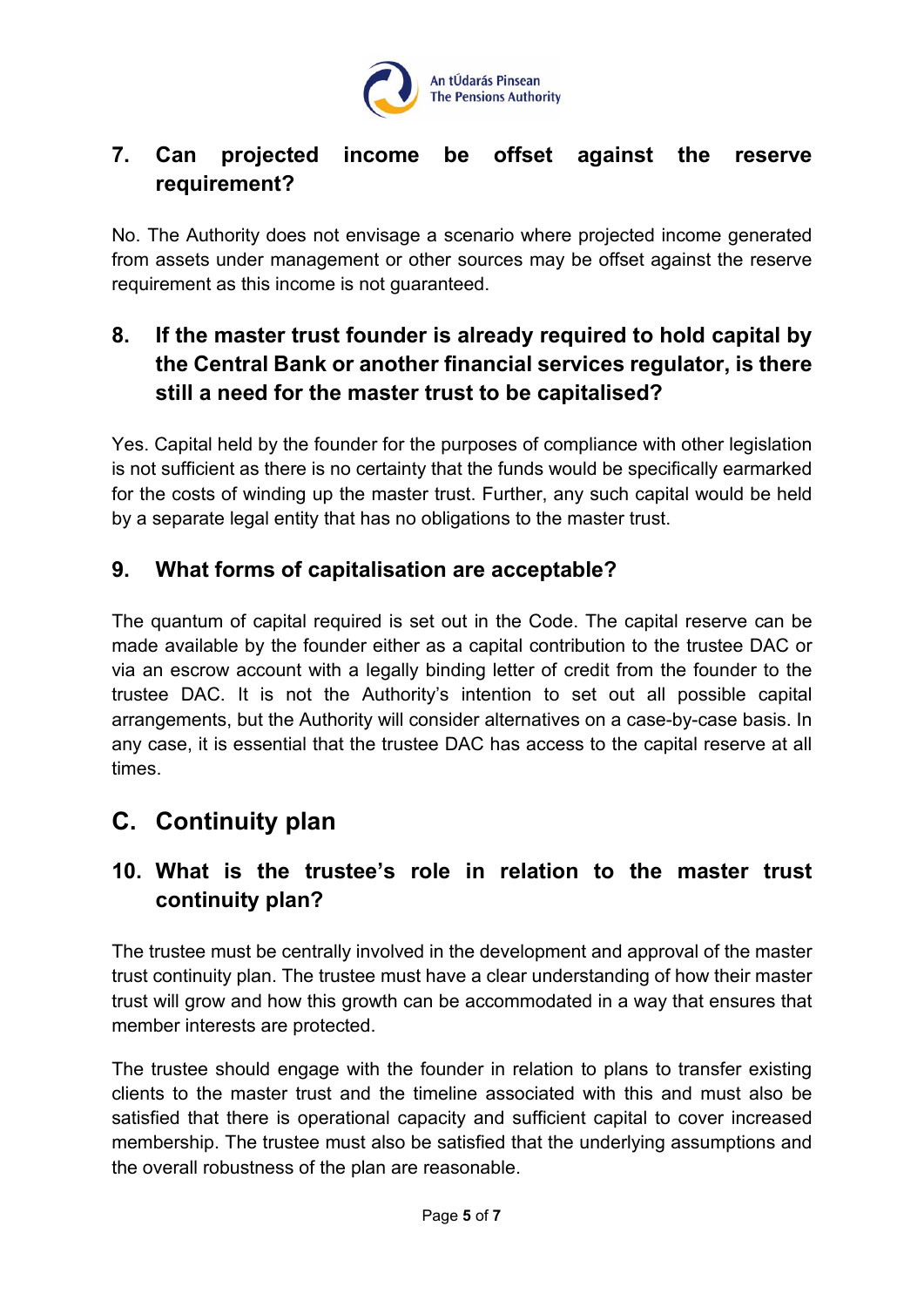### 7. Can projected income be offset against the reserve requirement?

No. The Authority does not envisage a scenario where projected income generated from assets under management or other sources may be offset against the reserve requirement as this income is not guaranteed.

### 8. If the master trust founder is already required to hold capital by the Central Bank or another financial services regulator, is there still a need for the master trust to be capitalised?

Yes. Capital held by the founder for the purposes of compliance with other legislation is not sufficient as there is no certainty that the funds would be specifically earmarked for the costs of winding up the master trust. Further, any such capital would be held by a separate legal entity that has no obligations to the master trust.

### 9. What forms of capitalisation are acceptable?

The quantum of capital required is set out in the Code. The capital reserve can be made available by the founder either as a capital contribution to the trustee DAC or via an escrow account with a legally binding letter of credit from the founder to the trustee DAC. It is not the Authority's intention to set out all possible capital arrangements, but the Authority will consider alternatives on a case-by-case basis. In any case, it is essential that the trustee DAC has access to the capital reserve at all times.

## C. Continuity plan

### 10. What is the trustee's role in relation to the master trust continuity plan?

The trustee must be centrally involved in the development and approval of the master trust continuity plan. The trustee must have a clear understanding of how their master trust will grow and how this growth can be accommodated in a way that ensures that member interests are protected.

The trustee should engage with the founder in relation to plans to transfer existing clients to the master trust and the timeline associated with this and must also be satisfied that there is operational capacity and sufficient capital to cover increased membership. The trustee must also be satisfied that the underlying assumptions and the overall robustness of the plan are reasonable.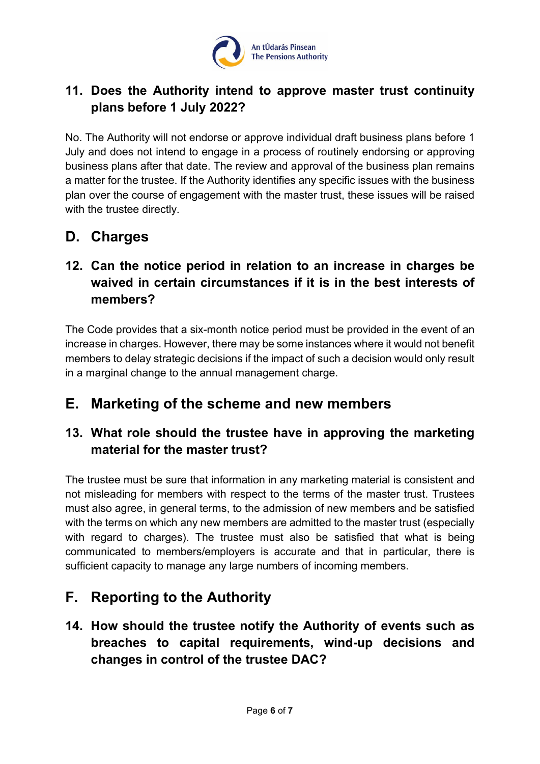### 11. Does the Authority intend to approve master trust continuity plans before 1 July 2022?

No. The Authority will not endorse or approve individual draft business plans before 1 July and does not intend to engage in a process of routinely endorsing or approving business plans after that date. The review and approval of the business plan remains a matter for the trustee. If the Authority identifies any specific issues with the business plan over the course of engagement with the master trust, these issues will be raised with the trustee directly.

## D. Charges

### 12. Can the notice period in relation to an increase in charges be waived in certain circumstances if it is in the best interests of members?

The Code provides that a six-month notice period must be provided in the event of an increase in charges. However, there may be some instances where it would not benefit members to delay strategic decisions if the impact of such a decision would only result in a marginal change to the annual management charge.

## E. Marketing of the scheme and new members

### 13. What role should the trustee have in approving the marketing material for the master trust?

The trustee must be sure that information in any marketing material is consistent and not misleading for members with respect to the terms of the master trust. Trustees must also agree, in general terms, to the admission of new members and be satisfied with the terms on which any new members are admitted to the master trust (especially with regard to charges). The trustee must also be satisfied that what is being communicated to members/employers is accurate and that in particular, there is sufficient capacity to manage any large numbers of incoming members.

## F. Reporting to the Authority

### 14. How should the trustee notify the Authority of events such as breaches to capital requirements, wind-up decisions and changes in control of the trustee DAC?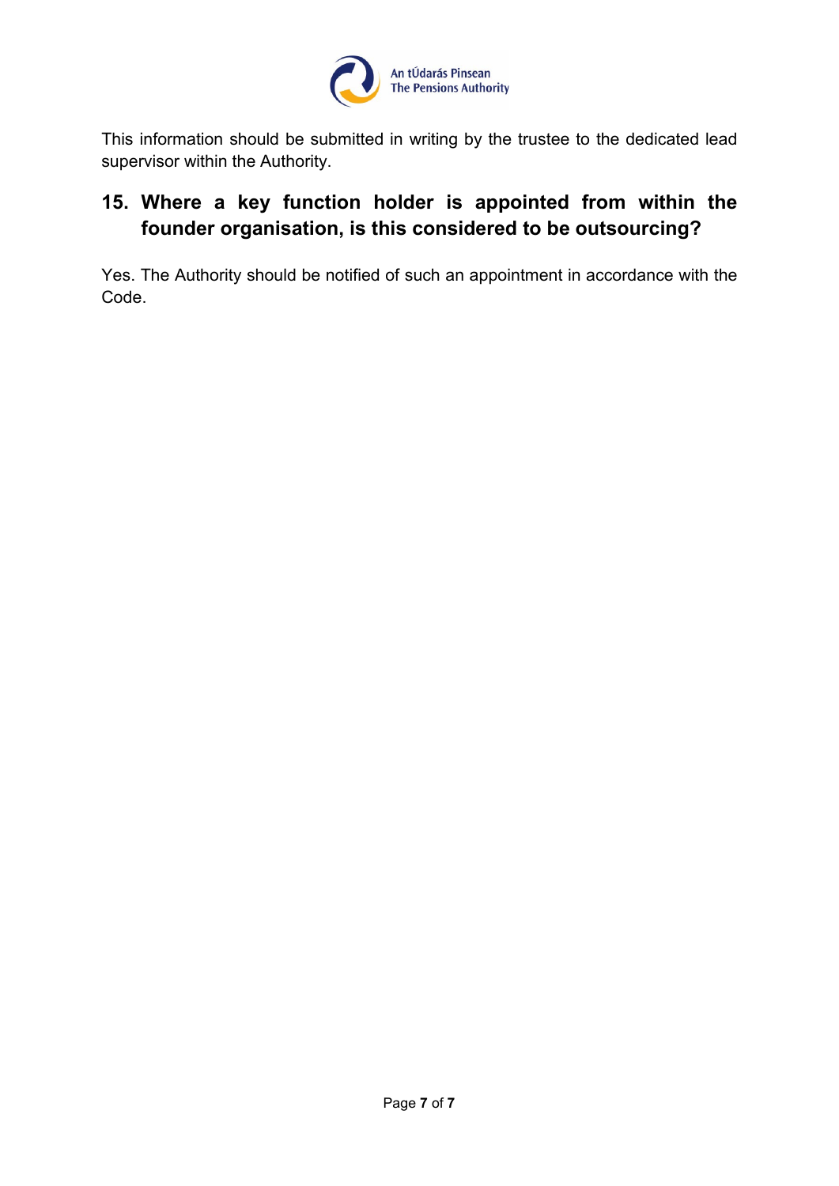This information should be submitted in writing by the trustee to the dedicated lead supervisor within the Authority.

## 15. Where a key function holder is appointed from within the founder organisation, is this considered to be outsourcing?

Yes. The Authority should be notified of such an appointment in accordance with the Code.